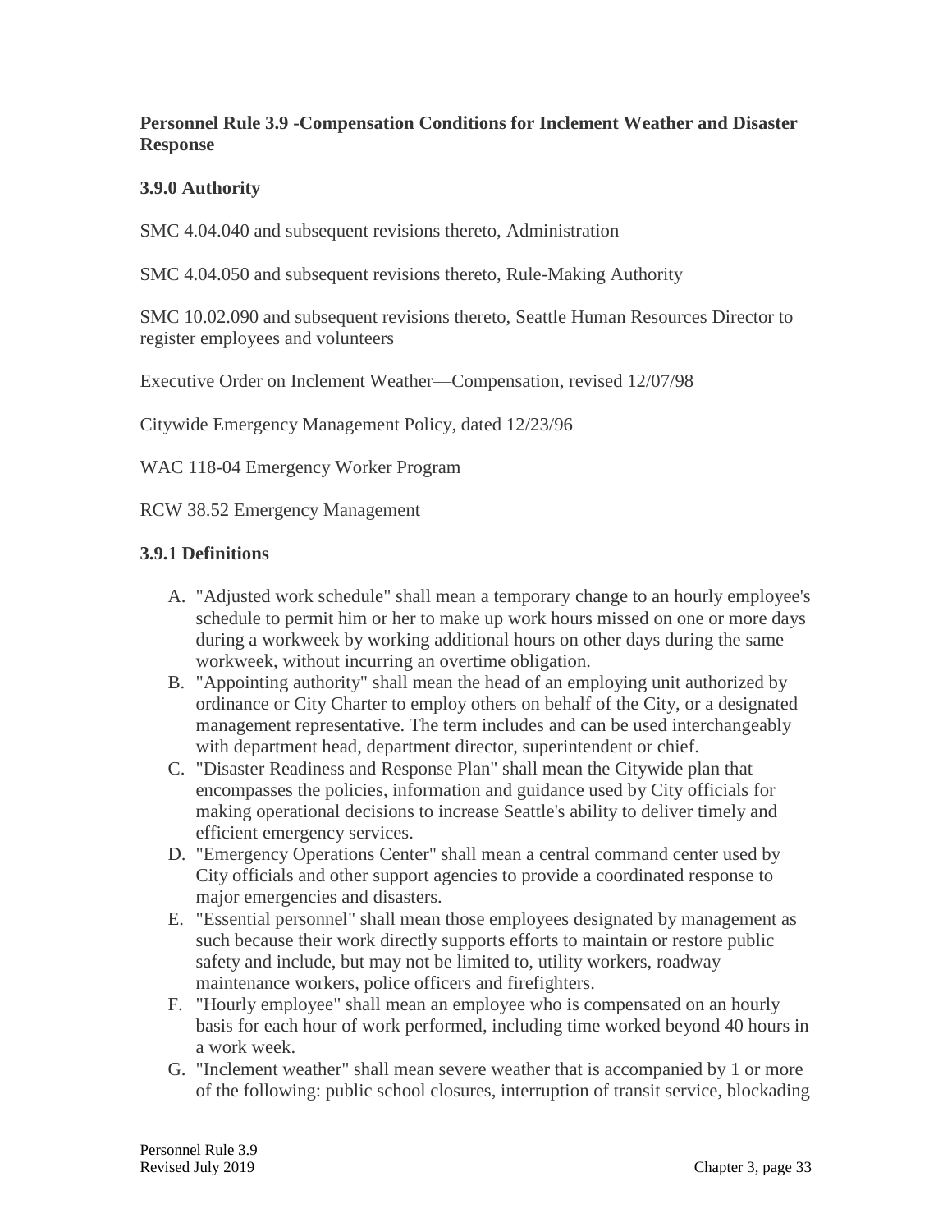## Personnel Rule 3.9 -Compensation Conditions for Inclement Weather and Disaster Response

### 3.9.0 Authority

SMC 4.04.040 and subsequent revisions thereto, Administration

SMC 4.04.050 and subsequent revisions thereto, Rule-Making Authority

SMC 10.02.090 and subsequent revisions thereto, Seattle Human Resources Director to register employees and volunteers

Executive Order on Inclement Weather—Compensation, revised 12/07/98

Citywide Emergency Management Policy, dated 12/23/96

WAC 118-04 Emergency Worker Program

RCW 38.52 Emergency Management

### 3.9.1 Definitions

A. "Adjusted work schedule" shall mean a temporary change to an hourly employee's schedule to permit him or her to make up work hours missed on one or more days during a workweek by working additional hours on other days during the same workweek, without incurring an overtime obligation.
B. "Appointing authority" shall mean the head of an employing unit authorized by ordinance or City Charter to employ others on behalf of the City, or a designated management representative. The term includes and can be used interchangeably with department head, department director, superintendent or chief.
C. "Disaster Readiness and Response Plan" shall mean the Citywide plan that encompasses the policies, information and guidance used by City officials for making operational decisions to increase Seattle's ability to deliver timely and efficient emergency services.
D. "Emergency Operations Center" shall mean a central command center used by City officials and other support agencies to provide a coordinated response to major emergencies and disasters.
E. "Essential personnel" shall mean those employees designated by management as such because their work directly supports efforts to maintain or restore public safety and include, but may not be limited to, utility workers, roadway maintenance workers, police officers and firefighters.
F. "Hourly employee" shall mean an employee who is compensated on an hourly basis for each hour of work performed, including time worked beyond 40 hours in a work week.
G. "Inclement weather" shall mean severe weather that is accompanied by 1 or more of the following: public school closures, interruption of transit service, blockading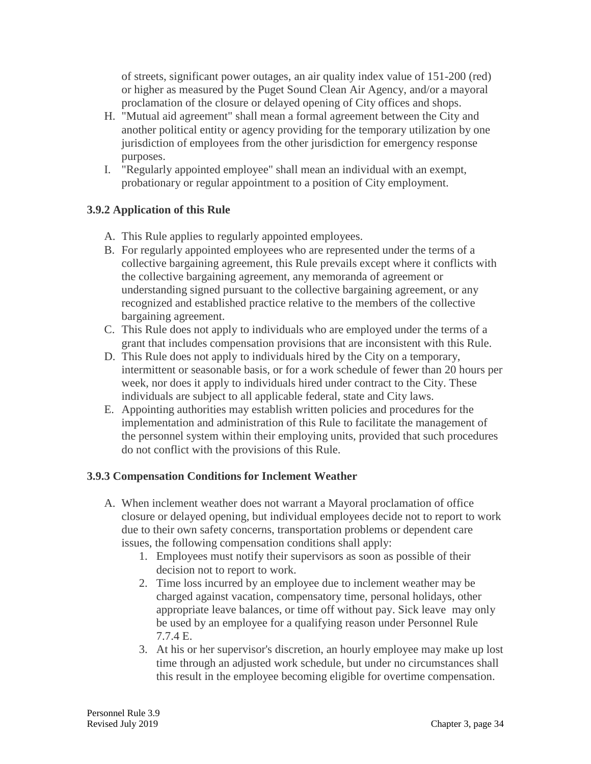of streets, significant power outages, an air quality index value of 151-200 (red) or higher as measured by the Puget Sound Clean Air Agency, and/or a mayoral proclamation of the closure or delayed opening of City offices and shops.

H. "Mutual aid agreement" shall mean a formal agreement between the City and another political entity or agency providing for the temporary utilization by one jurisdiction of employees from the other jurisdiction for emergency response purposes.
I. "Regularly appointed employee" shall mean an individual with an exempt, probationary or regular appointment to a position of City employment.

### 3.9.2 Application of this Rule

A. This Rule applies to regularly appointed employees.
B. For regularly appointed employees who are represented under the terms of a collective bargaining agreement, this Rule prevails except where it conflicts with the collective bargaining agreement, any memoranda of agreement or understanding signed pursuant to the collective bargaining agreement, or any recognized and established practice relative to the members of the collective bargaining agreement.
C. This Rule does not apply to individuals who are employed under the terms of a grant that includes compensation provisions that are inconsistent with this Rule.
D. This Rule does not apply to individuals hired by the City on a temporary, intermittent or seasonable basis, or for a work schedule of fewer than 20 hours per week, nor does it apply to individuals hired under contract to the City. These individuals are subject to all applicable federal, state and City laws.
E. Appointing authorities may establish written policies and procedures for the implementation and administration of this Rule to facilitate the management of the personnel system within their employing units, provided that such procedures do not conflict with the provisions of this Rule.

### 3.9.3 Compensation Conditions for Inclement Weather

A. When inclement weather does not warrant a Mayoral proclamation of office closure or delayed opening, but individual employees decide not to report to work due to their own safety concerns, transportation problems or dependent care issues, the following compensation conditions shall apply:
    1. Employees must notify their supervisors as soon as possible of their decision not to report to work.
    2. Time loss incurred by an employee due to inclement weather may be charged against vacation, compensatory time, personal holidays, other appropriate leave balances, or time off without pay. Sick leave may only be used by an employee for a qualifying reason under Personnel Rule 7.7.4 E.
    3. At his or her supervisor's discretion, an hourly employee may make up lost time through an adjusted work schedule, but under no circumstances shall this result in the employee becoming eligible for overtime compensation.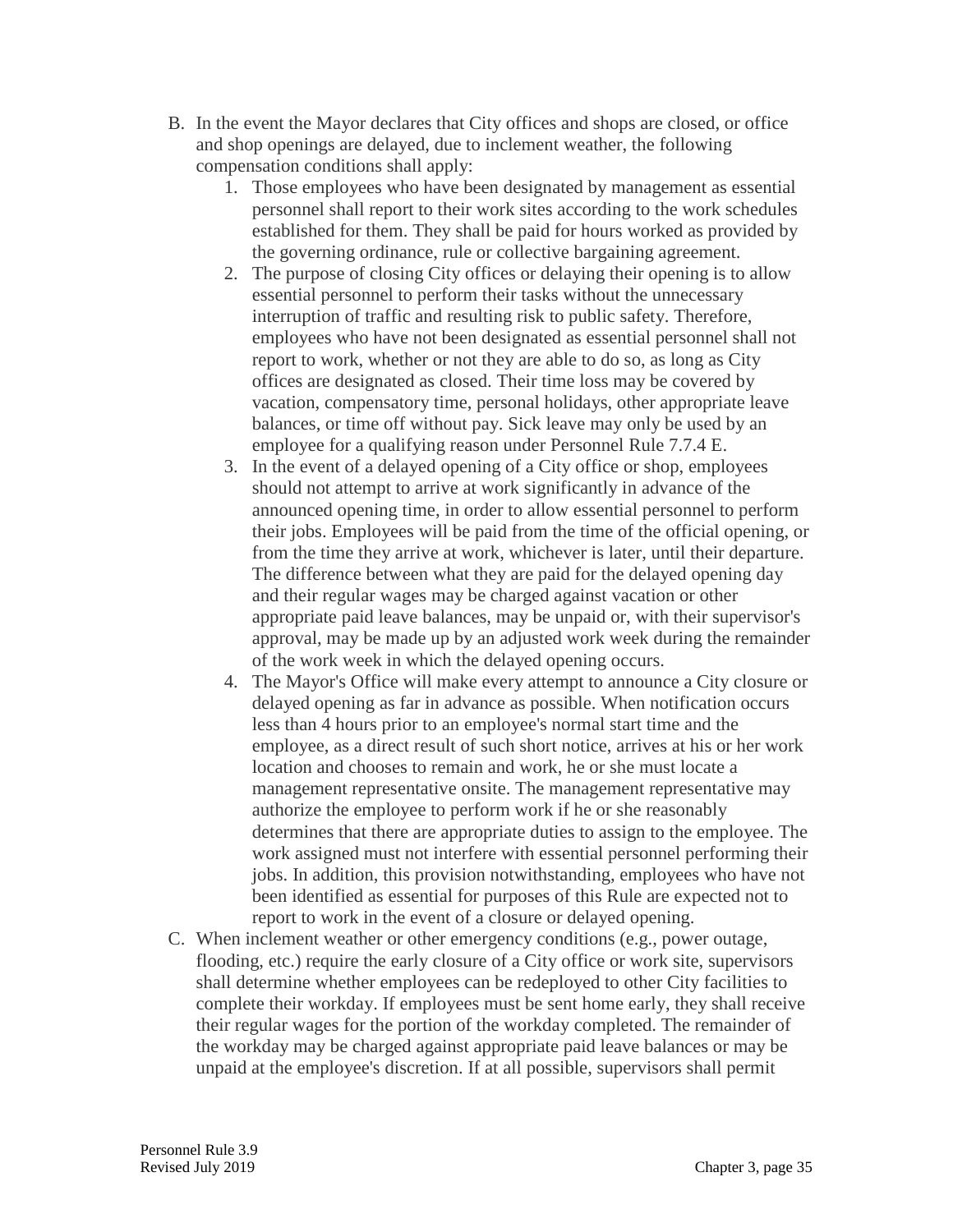B. In the event the Mayor declares that City offices and shops are closed, or office and shop openings are delayed, due to inclement weather, the following compensation conditions shall apply:

   1. Those employees who have been designated by management as essential personnel shall report to their work sites according to the work schedules established for them. They shall be paid for hours worked as provided by the governing ordinance, rule or collective bargaining agreement.
   2. The purpose of closing City offices or delaying their opening is to allow essential personnel to perform their tasks without the unnecessary interruption of traffic and resulting risk to public safety. Therefore, employees who have not been designated as essential personnel shall not report to work, whether or not they are able to do so, as long as City offices are designated as closed. Their time loss may be covered by vacation, compensatory time, personal holidays, other appropriate leave balances, or time off without pay. Sick leave may only be used by an employee for a qualifying reason under Personnel Rule 7.7.4 E.
   3. In the event of a delayed opening of a City office or shop, employees should not attempt to arrive at work significantly in advance of the announced opening time, in order to allow essential personnel to perform their jobs. Employees will be paid from the time of the official opening, or from the time they arrive at work, whichever is later, until their departure. The difference between what they are paid for the delayed opening day and their regular wages may be charged against vacation or other appropriate paid leave balances, may be unpaid or, with their supervisor's approval, may be made up by an adjusted work week during the remainder of the work week in which the delayed opening occurs.
   4. The Mayor's Office will make every attempt to announce a City closure or delayed opening as far in advance as possible. When notification occurs less than 4 hours prior to an employee's normal start time and the employee, as a direct result of such short notice, arrives at his or her work location and chooses to remain and work, he or she must locate a management representative onsite. The management representative may authorize the employee to perform work if he or she reasonably determines that there are appropriate duties to assign to the employee. The work assigned must not interfere with essential personnel performing their jobs. In addition, this provision notwithstanding, employees who have not been identified as essential for purposes of this Rule are expected not to report to work in the event of a closure or delayed opening.

C. When inclement weather or other emergency conditions (e.g., power outage, flooding, etc.) require the early closure of a City office or work site, supervisors shall determine whether employees can be redeployed to other City facilities to complete their workday. If employees must be sent home early, they shall receive their regular wages for the portion of the workday completed. The remainder of the workday may be charged against appropriate paid leave balances or may be unpaid at the employee's discretion. If at all possible, supervisors shall permit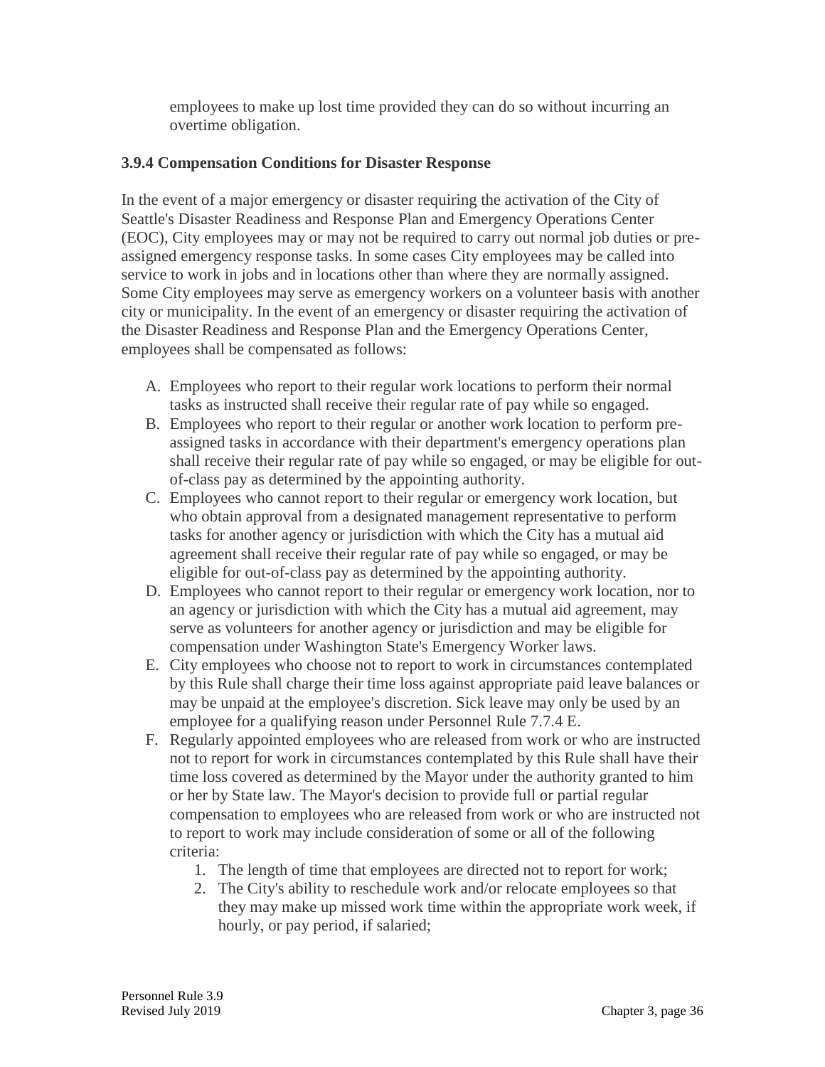employees to make up lost time provided they can do so without incurring an overtime obligation.

### 3.9.4 Compensation Conditions for Disaster Response

In the event of a major emergency or disaster requiring the activation of the City of Seattle's Disaster Readiness and Response Plan and Emergency Operations Center (EOC), City employees may or may not be required to carry out normal job duties or pre-assigned emergency response tasks. In some cases City employees may be called into service to work in jobs and in locations other than where they are normally assigned. Some City employees may serve as emergency workers on a volunteer basis with another city or municipality. In the event of an emergency or disaster requiring the activation of the Disaster Readiness and Response Plan and the Emergency Operations Center, employees shall be compensated as follows:

A. Employees who report to their regular work locations to perform their normal tasks as instructed shall receive their regular rate of pay while so engaged.
B. Employees who report to their regular or another work location to perform pre-assigned tasks in accordance with their department's emergency operations plan shall receive their regular rate of pay while so engaged, or may be eligible for out-of-class pay as determined by the appointing authority.
C. Employees who cannot report to their regular or emergency work location, but who obtain approval from a designated management representative to perform tasks for another agency or jurisdiction with which the City has a mutual aid agreement shall receive their regular rate of pay while so engaged, or may be eligible for out-of-class pay as determined by the appointing authority.
D. Employees who cannot report to their regular or emergency work location, nor to an agency or jurisdiction with which the City has a mutual aid agreement, may serve as volunteers for another agency or jurisdiction and may be eligible for compensation under Washington State's Emergency Worker laws.
E. City employees who choose not to report to work in circumstances contemplated by this Rule shall charge their time loss against appropriate paid leave balances or may be unpaid at the employee's discretion. Sick leave may only be used by an employee for a qualifying reason under Personnel Rule 7.7.4 E.
F. Regularly appointed employees who are released from work or who are instructed not to report for work in circumstances contemplated by this Rule shall have their time loss covered as determined by the Mayor under the authority granted to him or her by State law. The Mayor's decision to provide full or partial regular compensation to employees who are released from work or who are instructed not to report to work may include consideration of some or all of the following criteria:
    1. The length of time that employees are directed not to report for work;
    2. The City's ability to reschedule work and/or relocate employees so that they may make up missed work time within the appropriate work week, if hourly, or pay period, if salaried;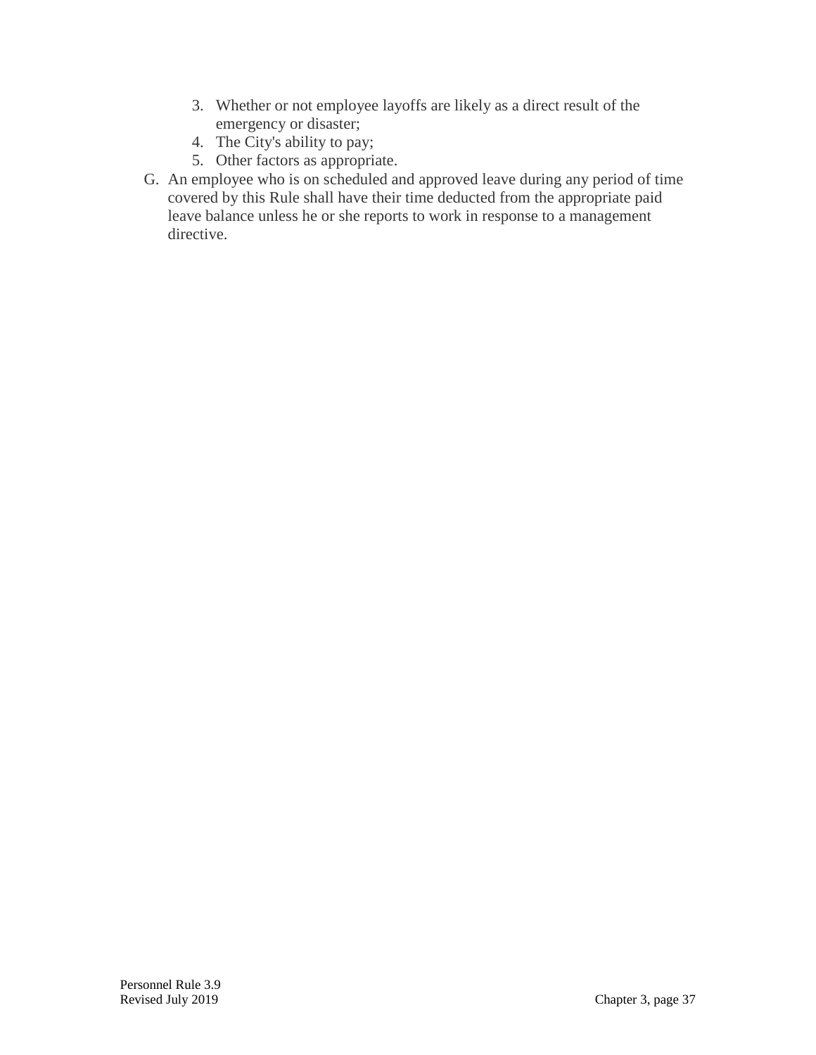3. Whether or not employee layoffs are likely as a direct result of the emergency or disaster;
4. The City's ability to pay;
5. Other factors as appropriate.

G. An employee who is on scheduled and approved leave during any period of time covered by this Rule shall have their time deducted from the appropriate paid leave balance unless he or she reports to work in response to a management directive.